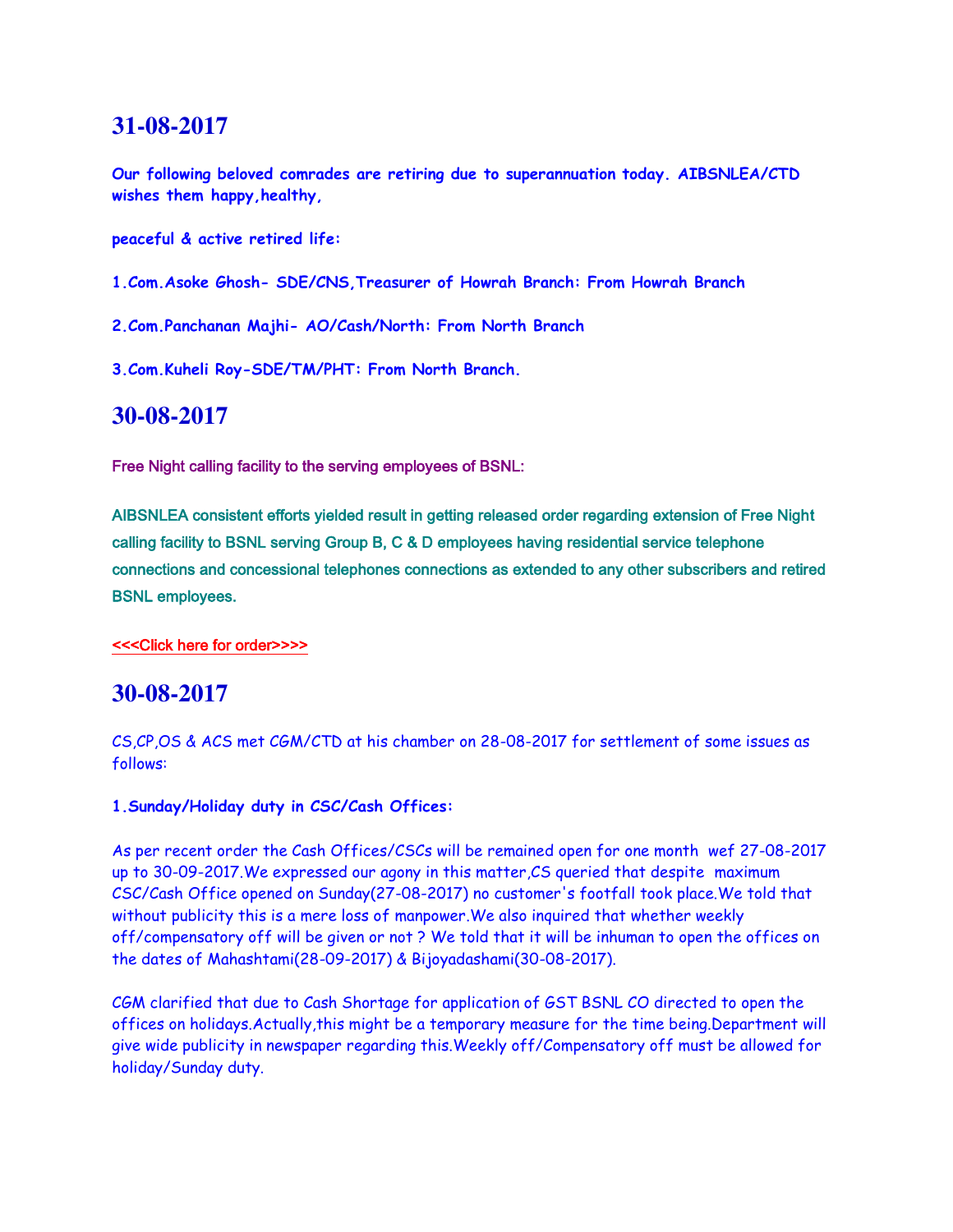## 31-08-2017

**Our following beloved comrades are retiring due to superannuation today. AIBSNLEA/CTD wishes them happy,healthy,**

**peaceful & active retired life:**

**1.Com.Asoke Ghosh- SDE/CNS,Treasurer of Howrah Branch: From Howrah Branch**

**2.Com.Panchanan Majhi- AO/Cash/North: From North Branch**

**3.Com.Kuheli Roy-SDE/TM/PHT: From North Branch.**

## 30-08-2017

Free Night calling facility to the serving employees of BSNL:

AIBSNLEA consistent efforts yielded result in getting released order regarding extension of Free Night calling facility to BSNL serving Group B, C & D employees having residential service telephone connections and concessional telephones connections as extended to any other subscribers and retired BSNL employees.

<<<Click here for order>>>>

## 30-08-2017

CS,CP,OS & ACS met CGM/CTD at his chamber on 28-08-2017 for settlement of some issues as follows:

**1.Sunday/Holiday duty in CSC/Cash Offices:**

As per recent order the Cash Offices/CSCs will be remained open for one month wef 27-08-2017 up to 30-09-2017.We expressed our agony in this matter,CS queried that despite maximum CSC/Cash Office opened on Sunday(27-08-2017) no customer's footfall took place.We told that without publicity this is a mere loss of manpower.We also inquired that whether weekly off/compensatory off will be given or not ? We told that it will be inhuman to open the offices on the dates of Mahashtami(28-09-2017) & Bijoyadashami(30-08-2017).

CGM clarified that due to Cash Shortage for application of GST BSNL CO directed to open the offices on holidays.Actually,this might be a temporary measure for the time being.Department will give wide publicity in newspaper regarding this.Weekly off/Compensatory off must be allowed for holiday/Sunday duty.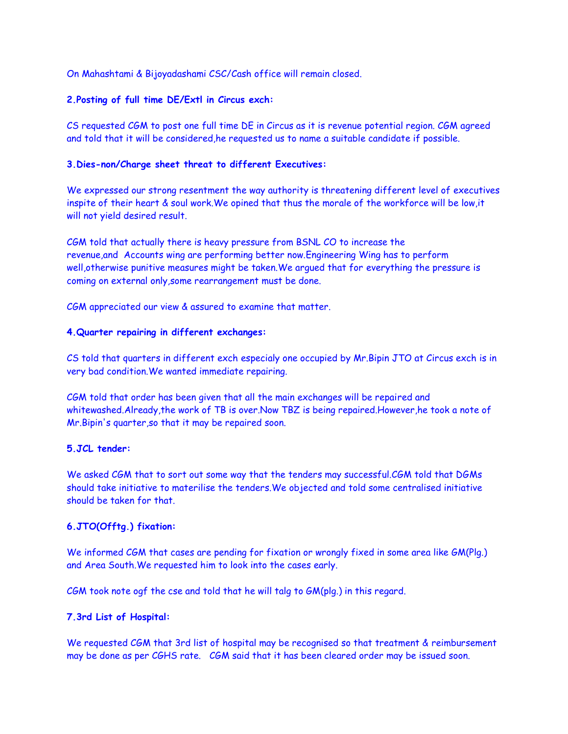On Mahashtami & Bijoyadashami CSC/Cash office will remain closed.

**2.Posting of full time DE/Extl in Circus exch:**

CS requested CGM to post one full time DE in Circus as it is revenue potential region. CGM agreed and told that it will be considered,he requested us to name a suitable candidate if possible.

**3.Dies-non/Charge sheet threat to different Executives:**

We expressed our strong resentment the way authority is threatening different level of executives inspite of their heart & soul work.We opined that thus the morale of the workforce will be low,it will not yield desired result.

CGM told that actually there is heavy pressure from BSNL CO to increase the revenue,and Accounts wing are performing better now.Engineering Wing has to perform well,otherwise punitive measures might be taken.We argued that for everything the pressure is coming on external only,some rearrangement must be done.

CGM appreciated our view & assured to examine that matter.

**4.Quarter repairing in different exchanges:**

CS told that quarters in different exch especialy one occupied by Mr.Bipin JTO at Circus exch is in very bad condition.We wanted immediate repairing.

CGM told that order has been given that all the main exchanges will be repaired and whitewashed.Already,the work of TB is over.Now TBZ is being repaired.However,he took a note of Mr.Bipin's quarter,so that it may be repaired soon.

**5.JCL tender:**

We asked CGM that to sort out some way that the tenders may successful.CGM told that DGMs should take initiative to materilise the tenders.We objected and told some centralised initiative should be taken for that.

**6.JTO(Offtg.) fixation:**

We informed CGM that cases are pending for fixation or wrongly fixed in some area like GM(Plg.) and Area South.We requested him to look into the cases early.

CGM took note ogf the cse and told that he will talg to GM(plg.) in this regard.

**7.3rd List of Hospital:**

We requested CGM that 3rd list of hospital may be recognised so that treatment & reimbursement may be done as per CGHS rate. CGM said that it has been cleared order may be issued soon.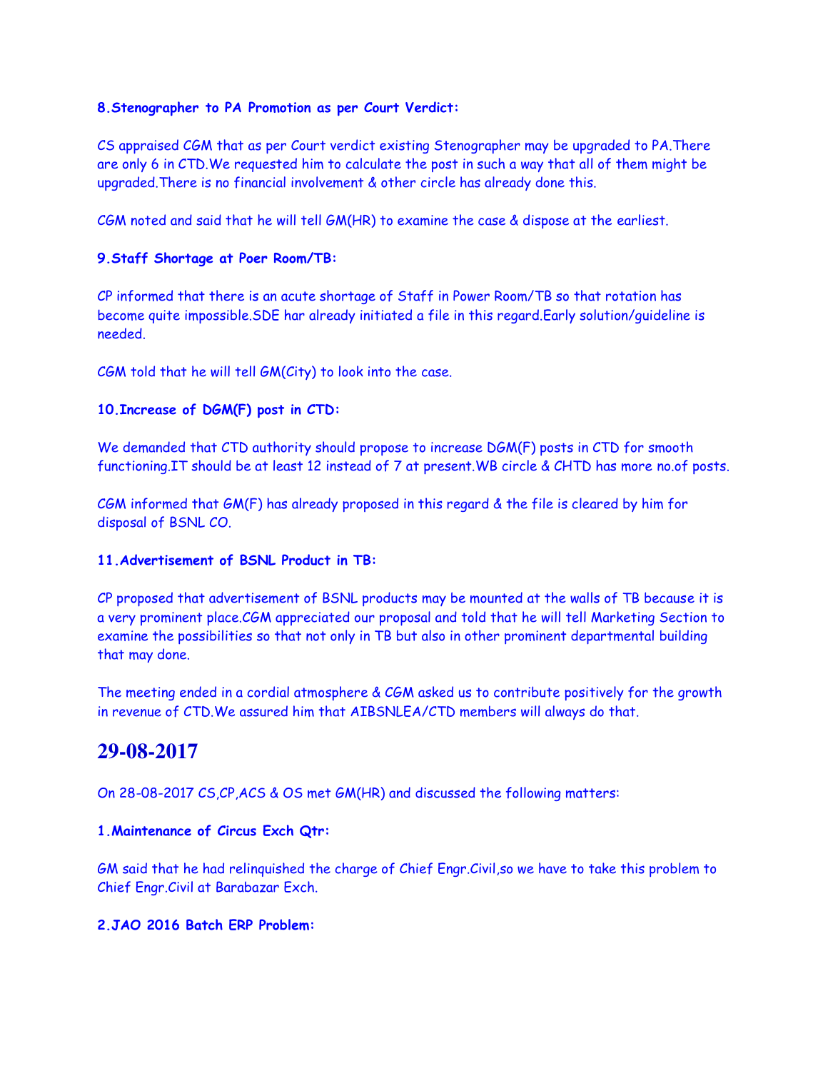**8.Stenographer to PA Promotion as per Court Verdict:**

CS appraised CGM that as per Court verdict existing Stenographer may be upgraded to PA.There are only 6 in CTD.We requested him to calculate the post in such a way that all of them might be upgraded.There is no financial involvement & other circle has already done this.

CGM noted and said that he will tell GM(HR) to examine the case & dispose at the earliest.

**9.Staff Shortage at Poer Room/TB:**

CP informed that there is an acute shortage of Staff in Power Room/TB so that rotation has become quite impossible.SDE har already initiated a file in this regard.Early solution/guideline is needed.

CGM told that he will tell GM(City) to look into the case.

**10.Increase of DGM(F) post in CTD:**

We demanded that CTD authority should propose to increase DGM(F) posts in CTD for smooth functioning.IT should be at least 12 instead of 7 at present.WB circle & CHTD has more no.of posts.

CGM informed that GM(F) has already proposed in this regard & the file is cleared by him for disposal of BSNL CO.

**11.Advertisement of BSNL Product in TB:**

CP proposed that advertisement of BSNL products may be mounted at the walls of TB because it is a very prominent place.CGM appreciated our proposal and told that he will tell Marketing Section to examine the possibilities so that not only in TB but also in other prominent departmental building that may done.

The meeting ended in a cordial atmosphere & CGM asked us to contribute positively for the growth in revenue of CTD.We assured him that AIBSNLEA/CTD members will always do that.

## 29-08-2017

On 28-08-2017 CS,CP,ACS & OS met GM(HR) and discussed the following matters:

**1.Maintenance of Circus Exch Qtr:**

GM said that he had relinquished the charge of Chief Engr.Civil,so we have to take this problem to Chief Engr.Civil at Barabazar Exch.

**2.JAO 2016 Batch ERP Problem:**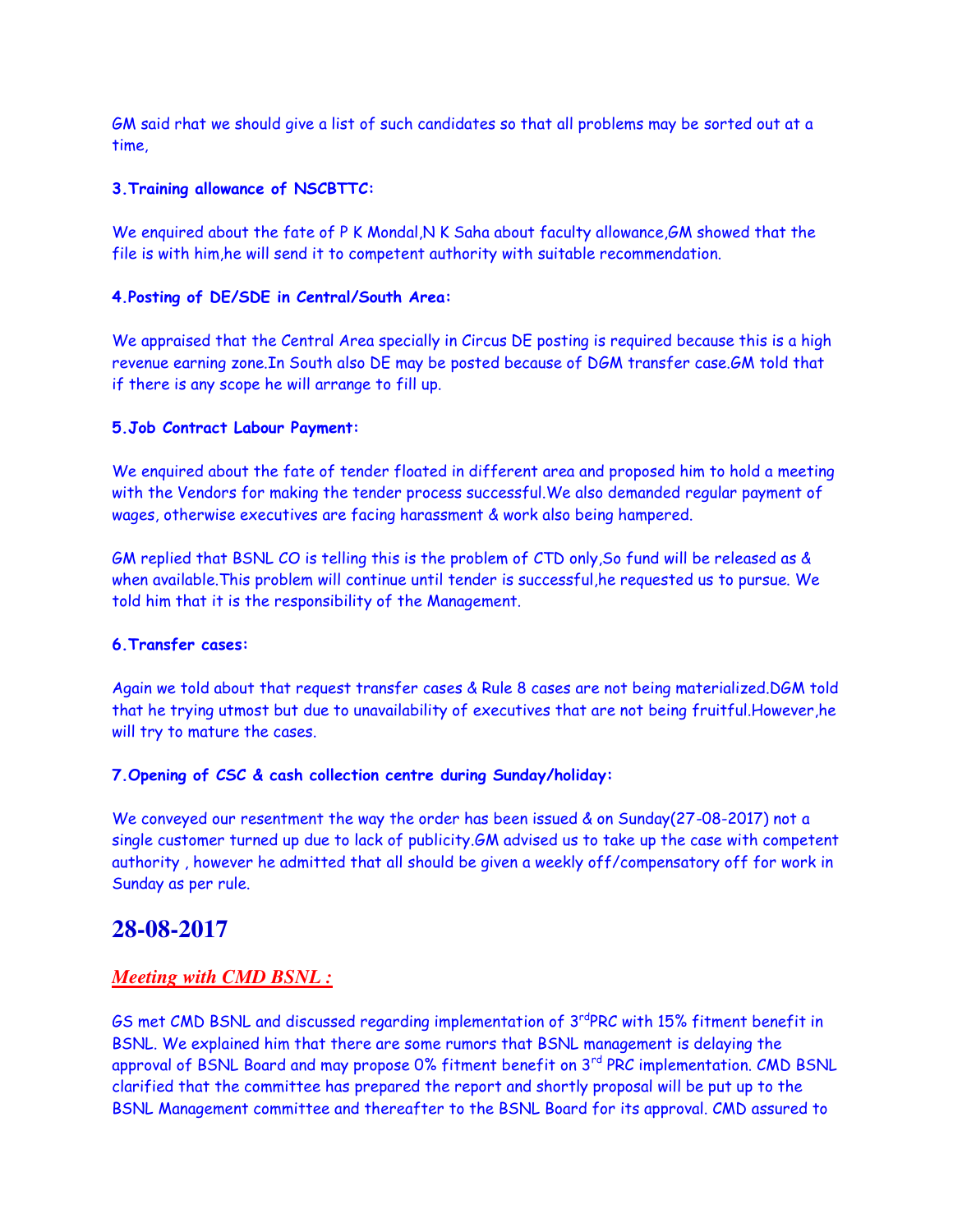GM said rhat we should give a list of such candidates so that all problems may be sorted out at a time,

**3.Training allowance of NSCBTTC:**

We enquired about the fate of P K Mondal,N K Saha about faculty allowance,GM showed that the file is with him,he will send it to competent authority with suitable recommendation.

**4.Posting of DE/SDE in Central/South Area:**

We appraised that the Central Area specially in Circus DE posting is required because this is a high revenue earning zone.In South also DE may be posted because of DGM transfer case.GM told that if there is any scope he will arrange to fill up.

**5.Job Contract Labour Payment:**

We enquired about the fate of tender floated in different area and proposed him to hold a meeting with the Vendors for making the tender process successful.We also demanded regular payment of wages, otherwise executives are facing harassment & work also being hampered.

GM replied that BSNL CO is telling this is the problem of CTD only,So fund will be released as & when available.This problem will continue until tender is successful,he requested us to pursue. We told him that it is the responsibility of the Management.

**6.Transfer cases:**

Again we told about that request transfer cases & Rule 8 cases are not being materialized.DGM told that he trying utmost but due to unavailability of executives that are not being fruitful.However,he will try to mature the cases.

**7.Opening of CSC & cash collection centre during Sunday/holiday:**

We conveyed our resentment the way the order has been issued & on Sunday(27-08-2017) not a single customer turned up due to lack of publicity.GM advised us to take up the case with competent authority , however he admitted that all should be given a weekly off/compensatory off for work in Sunday as per rule.

# 28-08-2017

## ***Meeting with CMD BSNL :***

GS met CMD BSNL and discussed regarding implementation of 3rd PRC with 15% fitment benefit in BSNL. We explained him that there are some rumors that BSNL management is delaying the approval of BSNL Board and may propose 0% fitment benefit on 3rd PRC implementation. CMD BSNL clarified that the committee has prepared the report and shortly proposal will be put up to the BSNL Management committee and thereafter to the BSNL Board for its approval. CMD assured to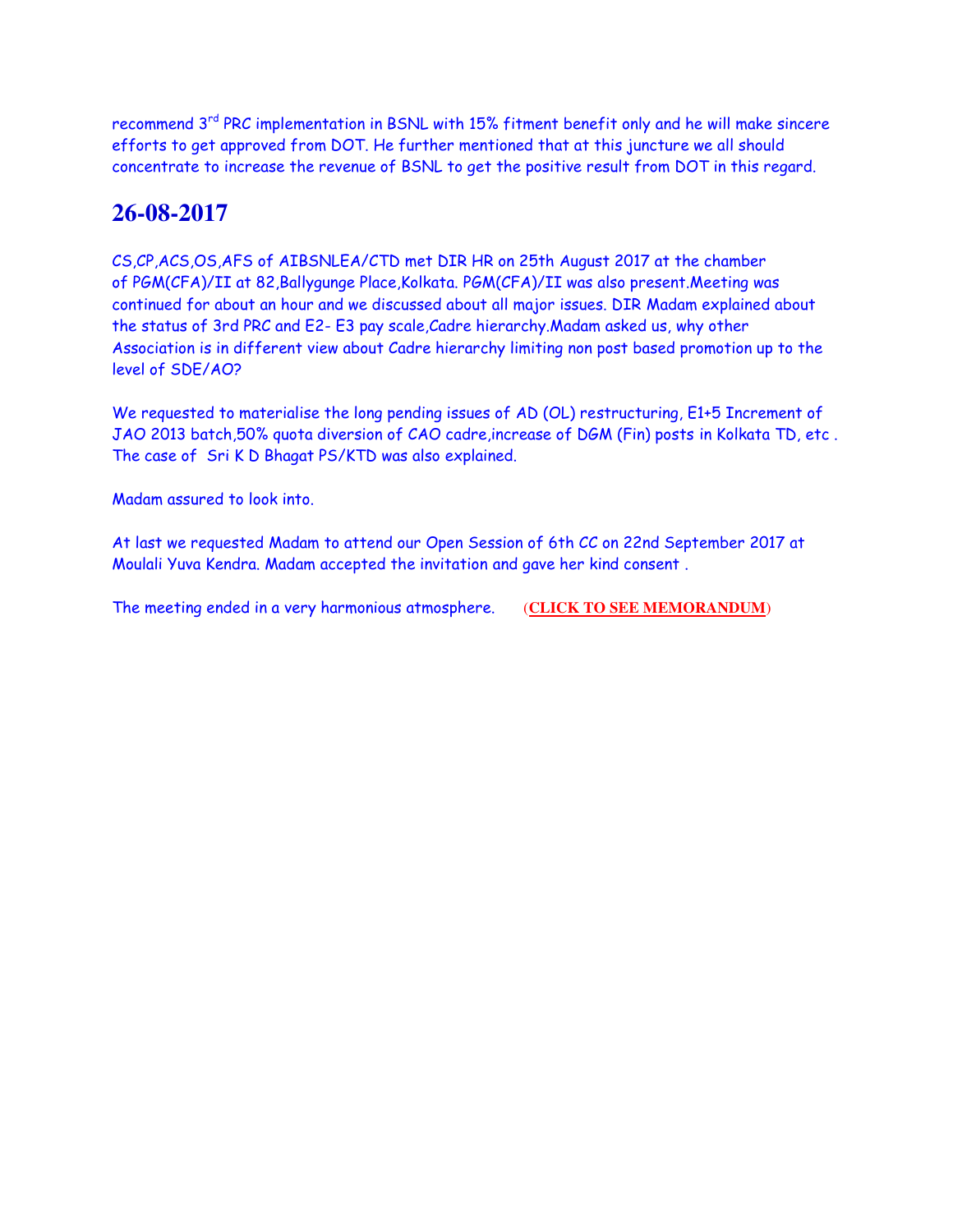recommend 3$^{rd}$ PRC implementation in BSNL with 15% fitment benefit only and he will make sincere efforts to get approved from DOT. He further mentioned that at this juncture we all should concentrate to increase the revenue of BSNL to get the positive result from DOT in this regard.

## 26-08-2017

CS,CP,ACS,OS,AFS of AIBSNLEA/CTD met DIR HR on 25th August 2017 at the chamber of PGM(CFA)/II at 82,Ballygunge Place,Kolkata. PGM(CFA)/II was also present.Meeting was continued for about an hour and we discussed about all major issues. DIR Madam explained about the status of 3rd PRC and E2- E3 pay scale,Cadre hierarchy.Madam asked us, why other Association is in different view about Cadre hierarchy limiting non post based promotion up to the level of SDE/AO?

We requested to materialise the long pending issues of AD (OL) restructuring, E1+5 Increment of JAO 2013 batch,50% quota diversion of CAO cadre,increase of DGM (Fin) posts in Kolkata TD, etc . The case of Sri K D Bhagat PS/KTD was also explained.

Madam assured to look into.

At last we requested Madam to attend our Open Session of 6th CC on 22nd September 2017 at Moulali Yuva Kendra. Madam accepted the invitation and gave her kind consent .

The meeting ended in a very harmonious atmosphere. (**CLICK TO SEE MEMORANDUM**)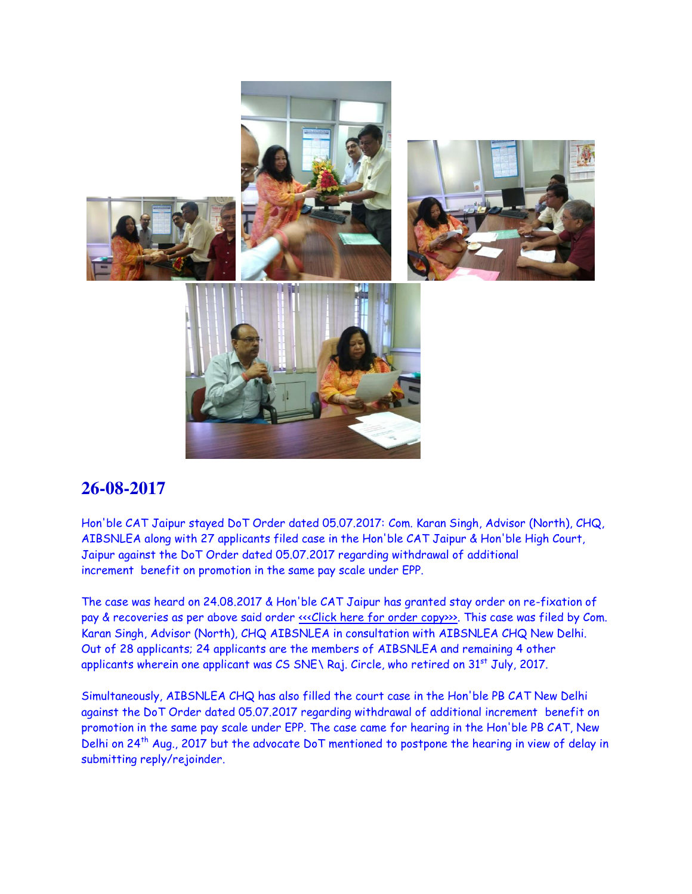## 26-08-2017

Hon'ble CAT Jaipur stayed DoT Order dated 05.07.2017: Com. Karan Singh, Advisor (North), CHQ, AIBSNLEA along with 27 applicants filed case in the Hon'ble CAT Jaipur & Hon'ble High Court, Jaipur against the DoT Order dated 05.07.2017 regarding withdrawal of additional increment benefit on promotion in the same pay scale under EPP.

The case was heard on 24.08.2017 & Hon'ble CAT Jaipur has granted stay order on re-fixation of pay & recoveries as per above said order <<<Click here for order copy>>>. This case was filed by Com. Karan Singh, Advisor (North), CHQ AIBSNLEA in consultation with AIBSNLEA CHQ New Delhi. Out of 28 applicants; 24 applicants are the members of AIBSNLEA and remaining 4 other applicants wherein one applicant was CS SNE\ Raj. Circle, who retired on 31st July, 2017.

Simultaneously, AIBSNLEA CHQ has also filled the court case in the Hon'ble PB CAT New Delhi against the DoT Order dated 05.07.2017 regarding withdrawal of additional increment benefit on promotion in the same pay scale under EPP. The case came for hearing in the Hon'ble PB CAT, New Delhi on 24th Aug., 2017 but the advocate DoT mentioned to postpone the hearing in view of delay in submitting reply/rejoinder.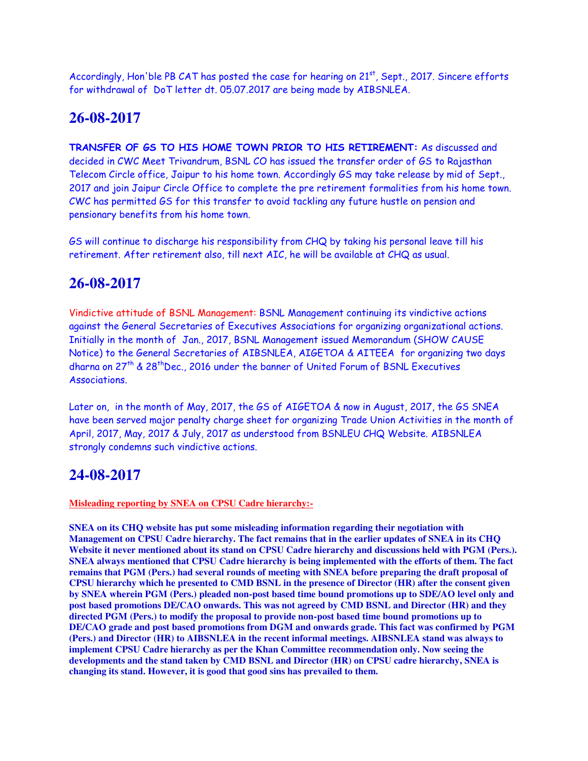Accordingly, Hon'ble PB CAT has posted the case for hearing on 21st, Sept., 2017. Sincere efforts for withdrawal of DoT letter dt. 05.07.2017 are being made by AIBSNLEA.

## 26-08-2017

**TRANSFER OF GS TO HIS HOME TOWN PRIOR TO HIS RETIREMENT:** As discussed and decided in CWC Meet Trivandrum, BSNL CO has issued the transfer order of GS to Rajasthan Telecom Circle office, Jaipur to his home town. Accordingly GS may take release by mid of Sept., 2017 and join Jaipur Circle Office to complete the pre retirement formalities from his home town. CWC has permitted GS for this transfer to avoid tackling any future hustle on pension and pensionary benefits from his home town.

GS will continue to discharge his responsibility from CHQ by taking his personal leave till his retirement. After retirement also, till next AIC, he will be available at CHQ as usual.

## 26-08-2017

Vindictive attitude of BSNL Management: BSNL Management continuing its vindictive actions against the General Secretaries of Executives Associations for organizing organizational actions. Initially in the month of Jan., 2017, BSNL Management issued Memorandum (SHOW CAUSE Notice) to the General Secretaries of AIBSNLEA, AIGETOA & AITEEA for organizing two days dharna on 27th & 28th Dec., 2016 under the banner of United Forum of BSNL Executives Associations.

Later on, in the month of May, 2017, the GS of AIGETOA & now in August, 2017, the GS SNEA have been served major penalty charge sheet for organizing Trade Union Activities in the month of April, 2017, May, 2017 & July, 2017 as understood from BSNLEU CHQ Website. AIBSNLEA strongly condemns such vindictive actions.

## 24-08-2017

**Misleading reporting by SNEA on CPSU Cadre hierarchy:-**

**SNEA on its CHQ website has put some misleading information regarding their negotiation with Management on CPSU Cadre hierarchy. The fact remains that in the earlier updates of SNEA in its CHQ Website it never mentioned about its stand on CPSU Cadre hierarchy and discussions held with PGM (Pers.). SNEA always mentioned that CPSU Cadre hierarchy is being implemented with the efforts of them. The fact remains that PGM (Pers.) had several rounds of meeting with SNEA before preparing the draft proposal of CPSU hierarchy which he presented to CMD BSNL in the presence of Director (HR) after the consent given by SNEA wherein PGM (Pers.) pleaded non-post based time bound promotions up to SDE/AO level only and post based promotions DE/CAO onwards. This was not agreed by CMD BSNL and Director (HR) and they directed PGM (Pers.) to modify the proposal to provide non-post based time bound promotions up to DE/CAO grade and post based promotions from DGM and onwards grade. This fact was confirmed by PGM (Pers.) and Director (HR) to AIBSNLEA in the recent informal meetings. AIBSNLEA stand was always to implement CPSU Cadre hierarchy as per the Khan Committee recommendation only. Now seeing the developments and the stand taken by CMD BSNL and Director (HR) on CPSU cadre hierarchy, SNEA is changing its stand. However, it is good that good sins has prevailed to them.**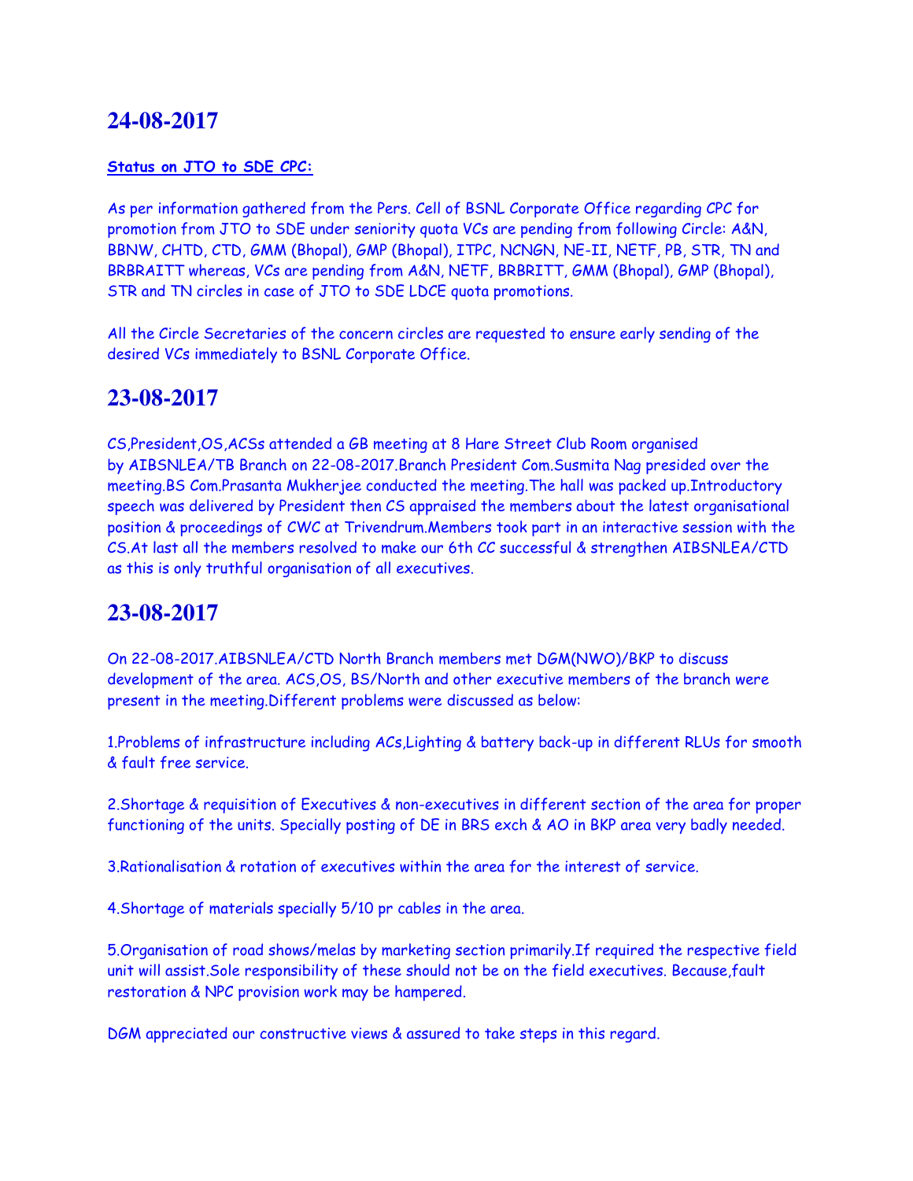## 24-08-2017

**Status on JTO to SDE CPC:**

As per information gathered from the Pers. Cell of BSNL Corporate Office regarding CPC for promotion from JTO to SDE under seniority quota VCs are pending from following Circle: A&N, BBNW, CHTD, CTD, GMM (Bhopal), GMP (Bhopal), ITPC, NCNGN, NE-II, NETF, PB, STR, TN and BRBRAITT whereas, VCs are pending from A&N, NETF, BRBRITT, GMM (Bhopal), GMP (Bhopal), STR and TN circles in case of JTO to SDE LDCE quota promotions.

All the Circle Secretaries of the concern circles are requested to ensure early sending of the desired VCs immediately to BSNL Corporate Office.

## 23-08-2017

CS,President,OS,ACSs attended a GB meeting at 8 Hare Street Club Room organised by AIBSNLEA/TB Branch on 22-08-2017.Branch President Com.Susmita Nag presided over the meeting.BS Com.Prasanta Mukherjee conducted the meeting.The hall was packed up.Introductory speech was delivered by President then CS appraised the members about the latest organisational position & proceedings of CWC at Trivendrum.Members took part in an interactive session with the CS.At last all the members resolved to make our 6th CC successful & strengthen AIBSNLEA/CTD as this is only truthful organisation of all executives.

## 23-08-2017

On 22-08-2017.AIBSNLEA/CTD North Branch members met DGM(NWO)/BKP to discuss development of the area. ACS,OS, BS/North and other executive members of the branch were present in the meeting.Different problems were discussed as below:

1.Problems of infrastructure including ACs,Lighting & battery back-up in different RLUs for smooth & fault free service.

2.Shortage & requisition of Executives & non-executives in different section of the area for proper functioning of the units. Specially posting of DE in BRS exch & AO in BKP area very badly needed.

3.Rationalisation & rotation of executives within the area for the interest of service.

4.Shortage of materials specially 5/10 pr cables in the area.

5.Organisation of road shows/melas by marketing section primarily.If required the respective field unit will assist.Sole responsibility of these should not be on the field executives. Because,fault restoration & NPC provision work may be hampered.

DGM appreciated our constructive views & assured to take steps in this regard.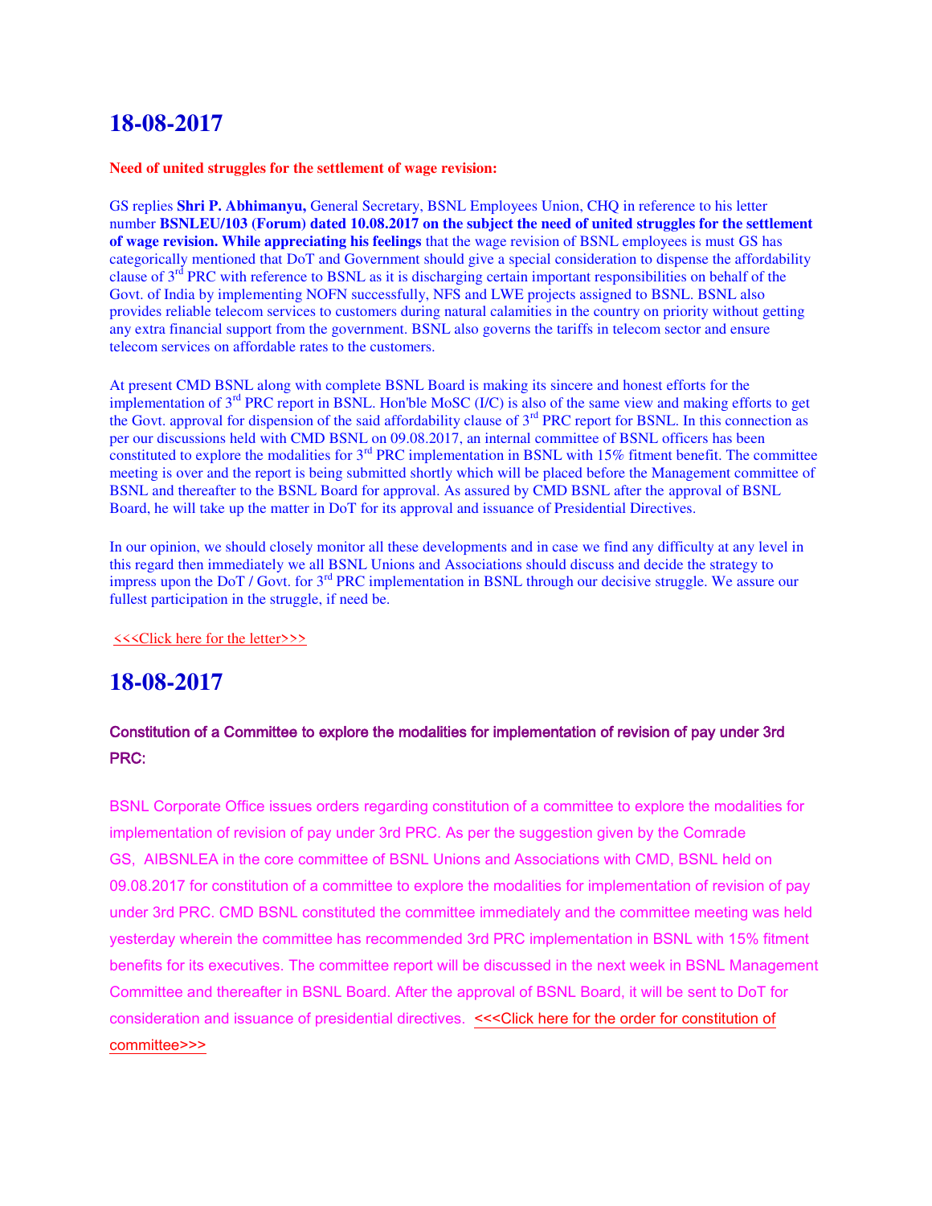# 18-08-2017

**Need of united struggles for the settlement of wage revision:**

GS replies **Shri P. Abhimanyu,** General Secretary, BSNL Employees Union, CHQ in reference to his letter number **BSNLEU/103 (Forum) dated 10.08.2017 on the subject the need of united struggles for the settlement of wage revision. While appreciating his feelings** that the wage revision of BSNL employees is must GS has categorically mentioned that DoT and Government should give a special consideration to dispense the affordability clause of 3rd PRC with reference to BSNL as it is discharging certain important responsibilities on behalf of the Govt. of India by implementing NOFN successfully, NFS and LWE projects assigned to BSNL. BSNL also provides reliable telecom services to customers during natural calamities in the country on priority without getting any extra financial support from the government. BSNL also governs the tariffs in telecom sector and ensure telecom services on affordable rates to the customers.

At present CMD BSNL along with complete BSNL Board is making its sincere and honest efforts for the implementation of 3rd PRC report in BSNL. Hon'ble MoSC (I/C) is also of the same view and making efforts to get the Govt. approval for dispension of the said affordability clause of 3rd PRC report for BSNL. In this connection as per our discussions held with CMD BSNL on 09.08.2017, an internal committee of BSNL officers has been constituted to explore the modalities for 3rd PRC implementation in BSNL with 15% fitment benefit. The committee meeting is over and the report is being submitted shortly which will be placed before the Management committee of BSNL and thereafter to the BSNL Board for approval. As assured by CMD BSNL after the approval of BSNL Board, he will take up the matter in DoT for its approval and issuance of Presidential Directives.

In our opinion, we should closely monitor all these developments and in case we find any difficulty at any level in this regard then immediately we all BSNL Unions and Associations should discuss and decide the strategy to impress upon the DoT / Govt. for 3rd PRC implementation in BSNL through our decisive struggle. We assure our fullest participation in the struggle, if need be.

<<<Click here for the letter>>>

# 18-08-2017

**Constitution of a Committee to explore the modalities for implementation of revision of pay under 3rd PRC:**

BSNL Corporate Office issues orders regarding constitution of a committee to explore the modalities for implementation of revision of pay under 3rd PRC. As per the suggestion given by the Comrade GS, AIBSNLEA in the core committee of BSNL Unions and Associations with CMD, BSNL held on 09.08.2017 for constitution of a committee to explore the modalities for implementation of revision of pay under 3rd PRC. CMD BSNL constituted the committee immediately and the committee meeting was held yesterday wherein the committee has recommended 3rd PRC implementation in BSNL with 15% fitment benefits for its executives. The committee report will be discussed in the next week in BSNL Management Committee and thereafter in BSNL Board. After the approval of BSNL Board, it will be sent to DoT for consideration and issuance of presidential directives. <<<Click here for the order for constitution of committee>>>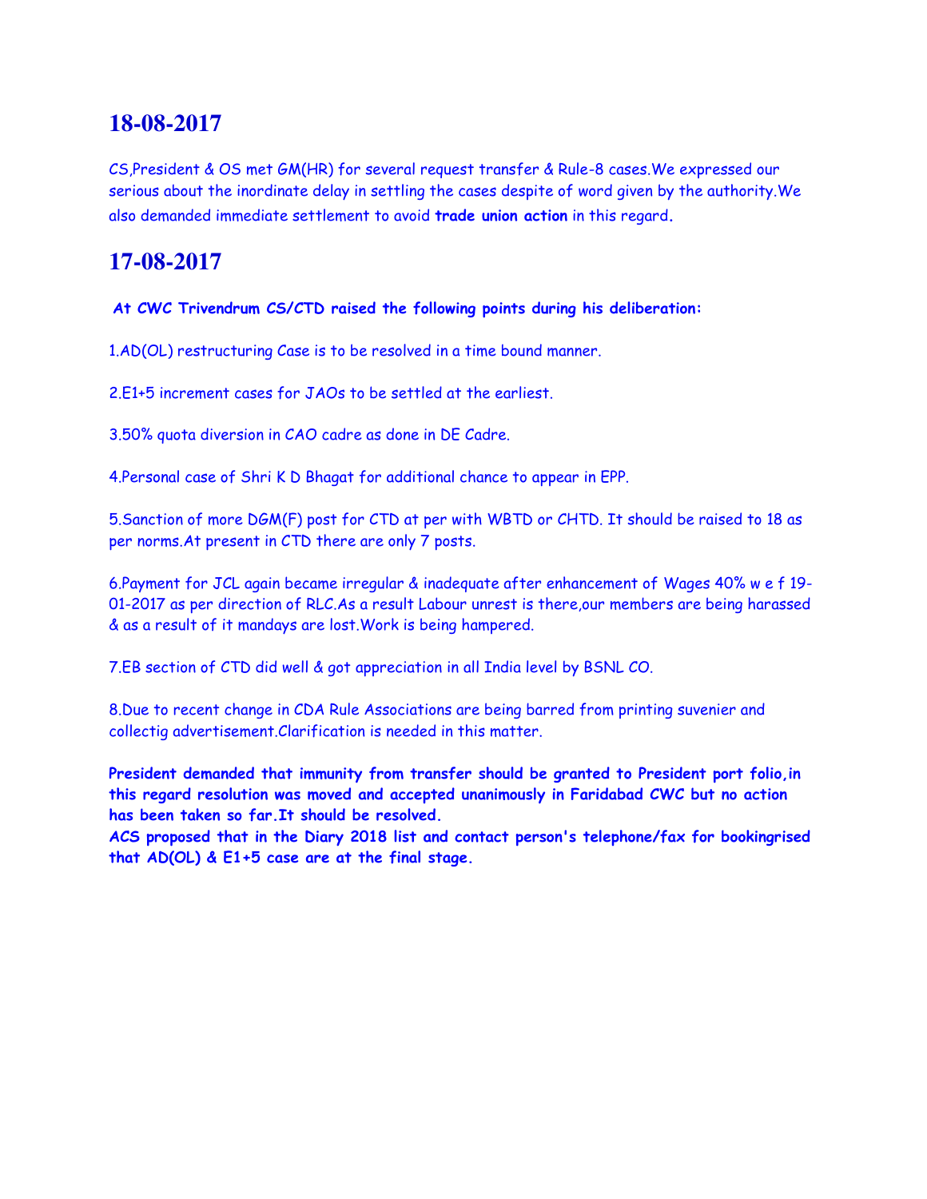## 18-08-2017

CS,President & OS met GM(HR) for several request transfer & Rule-8 cases.We expressed our serious about the inordinate delay in settling the cases despite of word given by the authority.We also demanded immediate settlement to avoid **trade union action** in this regard**.**

## 17-08-2017

**At CWC Trivendrum CS/CTD raised the following points during his deliberation:**

1.AD(OL) restructuring Case is to be resolved in a time bound manner.

2.E1+5 increment cases for JAOs to be settled at the earliest.

3.50% quota diversion in CAO cadre as done in DE Cadre.

4.Personal case of Shri K D Bhagat for additional chance to appear in EPP.

5.Sanction of more DGM(F) post for CTD at per with WBTD or CHTD. It should be raised to 18 as per norms.At present in CTD there are only 7 posts.

6.Payment for JCL again became irregular & inadequate after enhancement of Wages 40% w e f 19-01-2017 as per direction of RLC.As a result Labour unrest is there,our members are being harassed & as a result of it mandays are lost.Work is being hampered.

7.EB section of CTD did well & got appreciation in all India level by BSNL CO.

8.Due to recent change in CDA Rule Associations are being barred from printing suvenier and collectig advertisement.Clarification is needed in this matter.

**President demanded that immunity from transfer should be granted to President port folio,in this regard resolution was moved and accepted unanimously in Faridabad CWC but no action has been taken so far.It should be resolved.**
**ACS proposed that in the Diary 2018 list and contact person's telephone/fax for bookingrised that AD(OL) & E1+5 case are at the final stage.**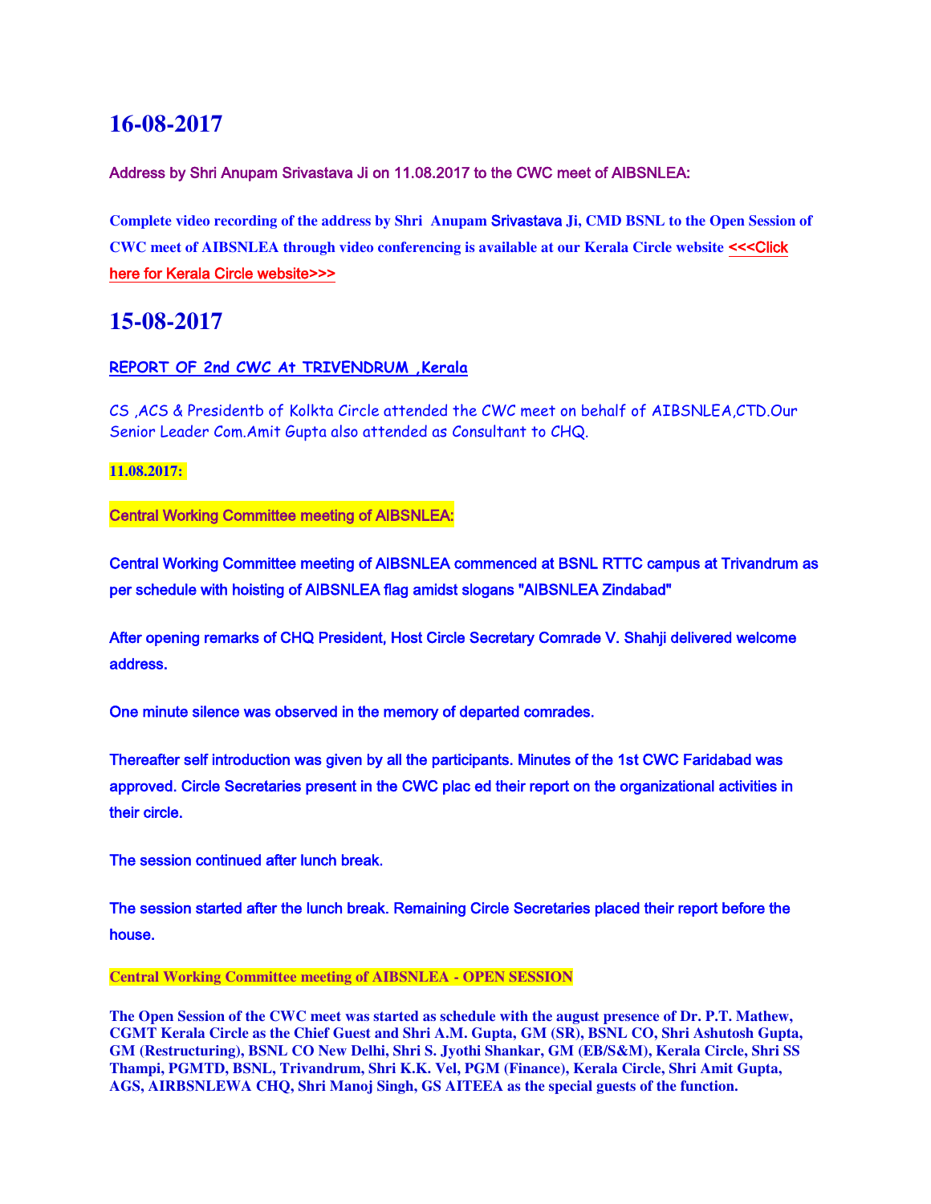# 16-08-2017

**Address by Shri Anupam Srivastava Ji on 11.08.2017 to the CWC meet of AIBSNLEA:**

**Complete video recording of the address by Shri Anupam Srivastava Ji, CMD BSNL to the Open Session of CWC meet of AIBSNLEA through video conferencing is available at our Kerala Circle website <<<Click here for Kerala Circle website>>>**

# 15-08-2017

**REPORT OF 2nd CWC At TRIVENDRUM ,Kerala**

CS ,ACS & Presidentb of Kolkta Circle attended the CWC meet on behalf of AIBSNLEA,CTD.Our Senior Leader Com.Amit Gupta also attended as Consultant to CHQ.

**11.08.2017:**

**Central Working Committee meeting of AIBSNLEA:**

**Central Working Committee meeting of AIBSNLEA commenced at BSNL RTTC campus at Trivandrum as per schedule with hoisting of AIBSNLEA flag amidst slogans "AIBSNLEA Zindabad"**

**After opening remarks of CHQ President, Host Circle Secretary Comrade V. Shahji delivered welcome address.**

**One minute silence was observed in the memory of departed comrades.**

**Thereafter self introduction was given by all the participants. Minutes of the 1st CWC Faridabad was approved. Circle Secretaries present in the CWC plac ed their report on the organizational activities in their circle.**

**The session continued after lunch break.**

**The session started after the lunch break. Remaining Circle Secretaries placed their report before the house.**

**Central Working Committee meeting of AIBSNLEA - OPEN SESSION**

**The Open Session of the CWC meet was started as schedule with the august presence of Dr. P.T. Mathew, CGMT Kerala Circle as the Chief Guest and Shri A.M. Gupta, GM (SR), BSNL CO, Shri Ashutosh Gupta, GM (Restructuring), BSNL CO New Delhi, Shri S. Jyothi Shankar, GM (EB/S&M), Kerala Circle, Shri SS Thampi, PGMTD, BSNL, Trivandrum, Shri K.K. Vel, PGM (Finance), Kerala Circle, Shri Amit Gupta, AGS, AIRBSNLEWA CHQ, Shri Manoj Singh, GS AITEEA as the special guests of the function.**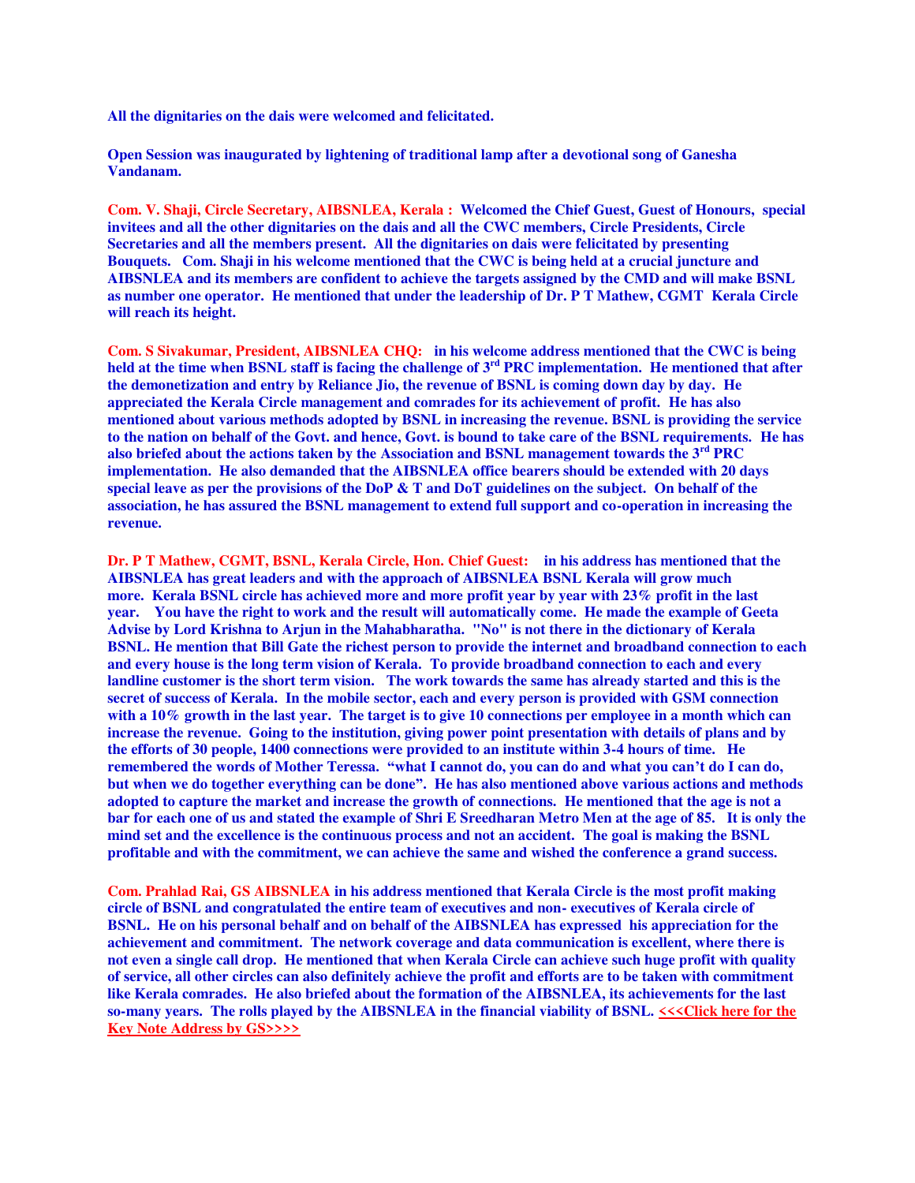**All the dignitaries on the dais were welcomed and felicitated.**

**Open Session was inaugurated by lightening of traditional lamp after a devotional song of Ganesha Vandanam.**

**Com. V. Shaji, Circle Secretary, AIBSNLEA, Kerala : Welcomed the Chief Guest, Guest of Honours, special invitees and all the other dignitaries on the dais and all the CWC members, Circle Presidents, Circle Secretaries and all the members present. All the dignitaries on dais were felicitated by presenting Bouquets. Com. Shaji in his welcome mentioned that the CWC is being held at a crucial juncture and AIBSNLEA and its members are confident to achieve the targets assigned by the CMD and will make BSNL as number one operator. He mentioned that under the leadership of Dr. P T Mathew, CGMT Kerala Circle will reach its height.**

**Com. S Sivakumar, President, AIBSNLEA CHQ: in his welcome address mentioned that the CWC is being held at the time when BSNL staff is facing the challenge of 3rd PRC implementation. He mentioned that after the demonetization and entry by Reliance Jio, the revenue of BSNL is coming down day by day. He appreciated the Kerala Circle management and comrades for its achievement of profit. He has also mentioned about various methods adopted by BSNL in increasing the revenue. BSNL is providing the service to the nation on behalf of the Govt. and hence, Govt. is bound to take care of the BSNL requirements. He has also briefed about the actions taken by the Association and BSNL management towards the 3rd PRC implementation. He also demanded that the AIBSNLEA office bearers should be extended with 20 days special leave as per the provisions of the DoP & T and DoT guidelines on the subject. On behalf of the association, he has assured the BSNL management to extend full support and co-operation in increasing the revenue.**

**Dr. P T Mathew, CGMT, BSNL, Kerala Circle, Hon. Chief Guest: in his address has mentioned that the AIBSNLEA has great leaders and with the approach of AIBSNLEA BSNL Kerala will grow much more. Kerala BSNL circle has achieved more and more profit year by year with 23% profit in the last year. You have the right to work and the result will automatically come. He made the example of Geeta Advise by Lord Krishna to Arjun in the Mahabharatha. "No" is not there in the dictionary of Kerala BSNL. He mention that Bill Gate the richest person to provide the internet and broadband connection to each and every house is the long term vision of Kerala. To provide broadband connection to each and every landline customer is the short term vision. The work towards the same has already started and this is the secret of success of Kerala. In the mobile sector, each and every person is provided with GSM connection with a 10% growth in the last year. The target is to give 10 connections per employee in a month which can increase the revenue. Going to the institution, giving power point presentation with details of plans and by the efforts of 30 people, 1400 connections were provided to an institute within 3-4 hours of time. He remembered the words of Mother Teressa. "what I cannot do, you can do and what you can't do I can do, but when we do together everything can be done". He has also mentioned above various actions and methods adopted to capture the market and increase the growth of connections. He mentioned that the age is not a bar for each one of us and stated the example of Shri E Sreedharan Metro Men at the age of 85. It is only the mind set and the excellence is the continuous process and not an accident. The goal is making the BSNL profitable and with the commitment, we can achieve the same and wished the conference a grand success.**

**Com. Prahlad Rai, GS AIBSNLEA in his address mentioned that Kerala Circle is the most profit making circle of BSNL and congratulated the entire team of executives and non- executives of Kerala circle of BSNL. He on his personal behalf and on behalf of the AIBSNLEA has expressed his appreciation for the achievement and commitment. The network coverage and data communication is excellent, where there is not even a single call drop. He mentioned that when Kerala Circle can achieve such huge profit with quality of service, all other circles can also definitely achieve the profit and efforts are to be taken with commitment like Kerala comrades. He also briefed about the formation of the AIBSNLEA, its achievements for the last so-many years. The rolls played by the AIBSNLEA in the financial viability of BSNL. <<<Click here for the Key Note Address by GS>>>>**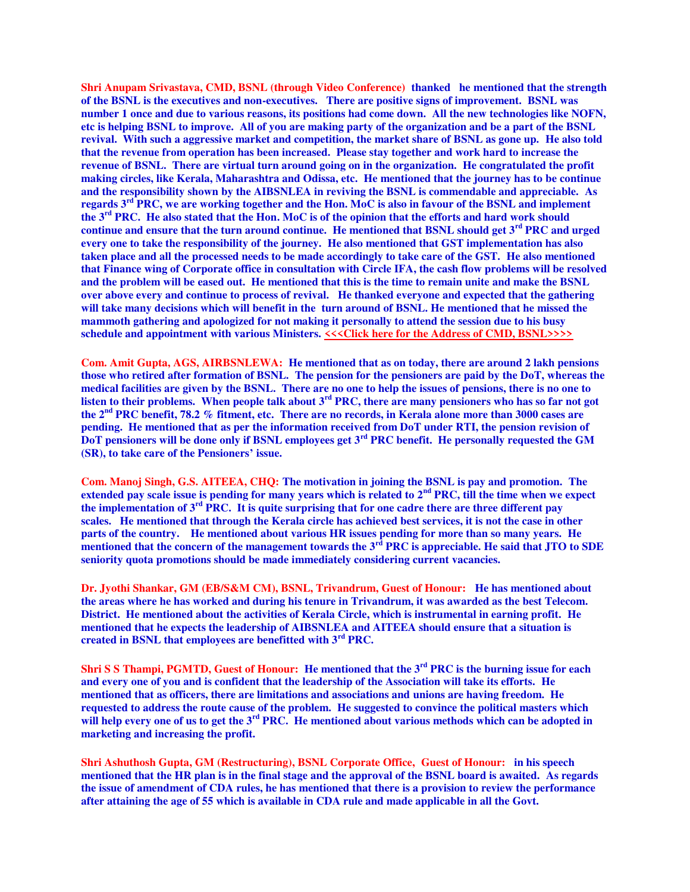**Shri Anupam Srivastava, CMD, BSNL (through Video Conference)** thanked he mentioned that the strength of the BSNL is the executives and non-executives. There are positive signs of improvement. BSNL was number 1 once and due to various reasons, its positions had come down. All the new technologies like NOFN, etc is helping BSNL to improve. All of you are making party of the organization and be a part of the BSNL revival. With such a aggressive market and competition, the market share of BSNL as gone up. He also told that the revenue from operation has been increased. Please stay together and work hard to increase the revenue of BSNL. There are virtual turn around going on in the organization. He congratulated the profit making circles, like Kerala, Maharashtra and Odissa, etc. He mentioned that the journey has to be continue and the responsibility shown by the AIBSNLEA in reviving the BSNL is commendable and appreciable. As regards 3rd PRC, we are working together and the Hon. MoC is also in favour of the BSNL and implement the 3rd PRC. He also stated that the Hon. MoC is of the opinion that the efforts and hard work should continue and ensure that the turn around continue. He mentioned that BSNL should get 3rd PRC and urged every one to take the responsibility of the journey. He also mentioned that GST implementation has also taken place and all the processed needs to be made accordingly to take care of the GST. He also mentioned that Finance wing of Corporate office in consultation with Circle IFA, the cash flow problems will be resolved and the problem will be eased out. He mentioned that this is the time to remain unite and make the BSNL over above every and continue to process of revival. He thanked everyone and expected that the gathering will take many decisions which will benefit in the turn around of BSNL. He mentioned that he missed the mammoth gathering and apologized for not making it personally to attend the session due to his busy schedule and appointment with various Ministers. <<<Click here for the Address of CMD, BSNL>>>>

**Com. Amit Gupta, AGS, AIRBSNLEWA:** He mentioned that as on today, there are around 2 lakh pensions those who retired after formation of BSNL. The pension for the pensioners are paid by the DoT, whereas the medical facilities are given by the BSNL. There are no one to help the issues of pensions, there is no one to listen to their problems. When people talk about 3rd PRC, there are many pensioners who has so far not got the 2nd PRC benefit, 78.2 % fitment, etc. There are no records, in Kerala alone more than 3000 cases are pending. He mentioned that as per the information received from DoT under RTI, the pension revision of DoT pensioners will be done only if BSNL employees get 3rd PRC benefit. He personally requested the GM (SR), to take care of the Pensioners' issue.

**Com. Manoj Singh, G.S. AITEEA, CHQ:** The motivation in joining the BSNL is pay and promotion. The extended pay scale issue is pending for many years which is related to 2nd PRC, till the time when we expect the implementation of 3rd PRC. It is quite surprising that for one cadre there are three different pay scales. He mentioned that through the Kerala circle has achieved best services, it is not the case in other parts of the country. He mentioned about various HR issues pending for more than so many years. He mentioned that the concern of the management towards the 3rd PRC is appreciable. He said that JTO to SDE seniority quota promotions should be made immediately considering current vacancies.

**Dr. Jyothi Shankar, GM (EB/S&M CM), BSNL, Trivandrum, Guest of Honour:** He has mentioned about the areas where he has worked and during his tenure in Trivandrum, it was awarded as the best Telecom. District. He mentioned about the activities of Kerala Circle, which is instrumental in earning profit. He mentioned that he expects the leadership of AIBSNLEA and AITEEA should ensure that a situation is created in BSNL that employees are benefitted with 3rd PRC.

**Shri S S Thampi, PGMTD, Guest of Honour:** He mentioned that the 3rd PRC is the burning issue for each and every one of you and is confident that the leadership of the Association will take its efforts. He mentioned that as officers, there are limitations and associations and unions are having freedom. He requested to address the route cause of the problem. He suggested to convince the political masters which will help every one of us to get the 3rd PRC. He mentioned about various methods which can be adopted in marketing and increasing the profit.

**Shri Ashuthosh Gupta, GM (Restructuring), BSNL Corporate Office, Guest of Honour:** in his speech mentioned that the HR plan is in the final stage and the approval of the BSNL board is awaited. As regards the issue of amendment of CDA rules, he has mentioned that there is a provision to review the performance after attaining the age of 55 which is available in CDA rule and made applicable in all the Govt.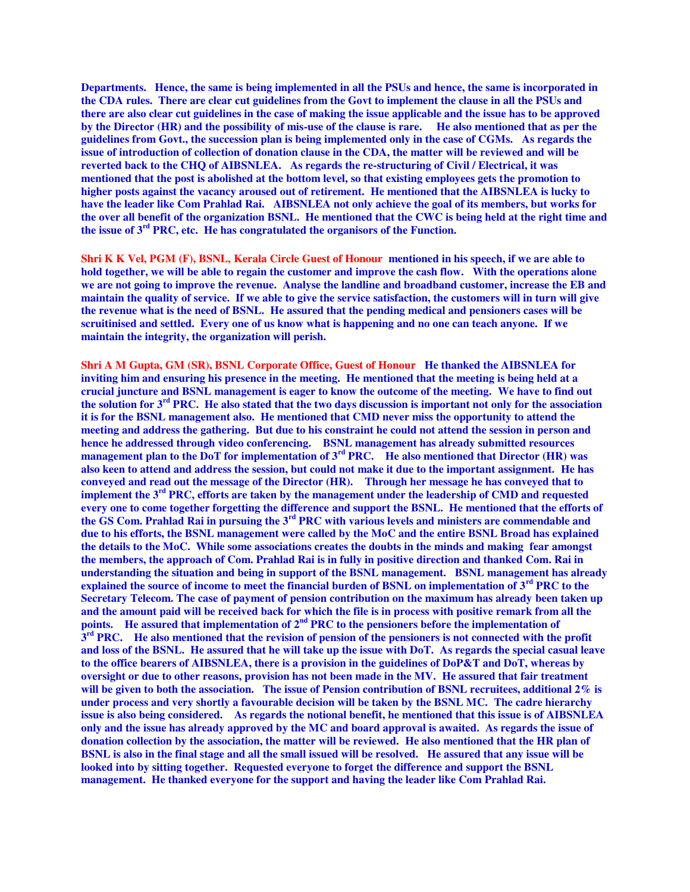**Departments. Hence, the same is being implemented in all the PSUs and hence, the same is incorporated in the CDA rules. There are clear cut guidelines from the Govt to implement the clause in all the PSUs and there are also clear cut guidelines in the case of making the issue applicable and the issue has to be approved by the Director (HR) and the possibility of mis-use of the clause is rare. He also mentioned that as per the guidelines from Govt., the succession plan is being implemented only in the case of CGMs. As regards the issue of introduction of collection of donation clause in the CDA, the matter will be reviewed and will be reverted back to the CHQ of AIBSNLEA. As regards the re-structuring of Civil / Electrical, it was mentioned that the post is abolished at the bottom level, so that existing employees gets the promotion to higher posts against the vacancy aroused out of retirement. He mentioned that the AIBSNLEA is lucky to have the leader like Com Prahlad Rai. AIBSNLEA not only achieve the goal of its members, but works for the over all benefit of the organization BSNL. He mentioned that the CWC is being held at the right time and the issue of 3rd PRC, etc. He has congratulated the organisors of the Function.**

**Shri K K Vel, PGM (F), BSNL, Kerala Circle Guest of Honour mentioned in his speech, if we are able to hold together, we will be able to regain the customer and improve the cash flow. With the operations alone we are not going to improve the revenue. Analyse the landline and broadband customer, increase the EB and maintain the quality of service. If we able to give the service satisfaction, the customers will in turn will give the revenue what is the need of BSNL. He assured that the pending medical and pensioners cases will be scruitinised and settled. Every one of us know what is happening and no one can teach anyone. If we maintain the integrity, the organization will perish.**

**Shri A M Gupta, GM (SR), BSNL Corporate Office, Guest of Honour He thanked the AIBSNLEA for inviting him and ensuring his presence in the meeting. He mentioned that the meeting is being held at a crucial juncture and BSNL management is eager to know the outcome of the meeting. We have to find out the solution for 3rd PRC. He also stated that the two days discussion is important not only for the association it is for the BSNL management also. He mentioned that CMD never miss the opportunity to attend the meeting and address the gathering. But due to his constraint he could not attend the session in person and hence he addressed through video conferencing. BSNL management has already submitted resources management plan to the DoT for implementation of 3rd PRC. He also mentioned that Director (HR) was also keen to attend and address the session, but could not make it due to the important assignment. He has conveyed and read out the message of the Director (HR). Through her message he has conveyed that to implement the 3rd PRC, efforts are taken by the management under the leadership of CMD and requested every one to come together forgetting the difference and support the BSNL. He mentioned that the efforts of the GS Com. Prahlad Rai in pursuing the 3rd PRC with various levels and ministers are commendable and due to his efforts, the BSNL management were called by the MoC and the entire BSNL Broad has explained the details to the MoC. While some associations creates the doubts in the minds and making fear amongst the members, the approach of Com. Prahlad Rai is in fully in positive direction and thanked Com. Rai in understanding the situation and being in support of the BSNL management. BSNL management has already explained the source of income to meet the financial burden of BSNL on implementation of 3rd PRC to the Secretary Telecom. The case of payment of pension contribution on the maximum has already been taken up and the amount paid will be received back for which the file is in process with positive remark from all the points. He assured that implementation of 2nd PRC to the pensioners before the implementation of 3rd PRC. He also mentioned that the revision of pension of the pensioners is not connected with the profit and loss of the BSNL. He assured that he will take up the issue with DoT. As regards the special casual leave to the office bearers of AIBSNLEA, there is a provision in the guidelines of DoP&T and DoT, whereas by oversight or due to other reasons, provision has not been made in the MV. He assured that fair treatment will be given to both the association. The issue of Pension contribution of BSNL recruitees, additional 2% is under process and very shortly a favourable decision will be taken by the BSNL MC. The cadre hierarchy issue is also being considered. As regards the notional benefit, he mentioned that this issue is of AIBSNLEA only and the issue has already approved by the MC and board approval is awaited. As regards the issue of donation collection by the association, the matter will be reviewed. He also mentioned that the HR plan of BSNL is also in the final stage and all the small issued will be resolved. He assured that any issue will be looked into by sitting together. Requested everyone to forget the difference and support the BSNL management. He thanked everyone for the support and having the leader like Com Prahlad Rai.**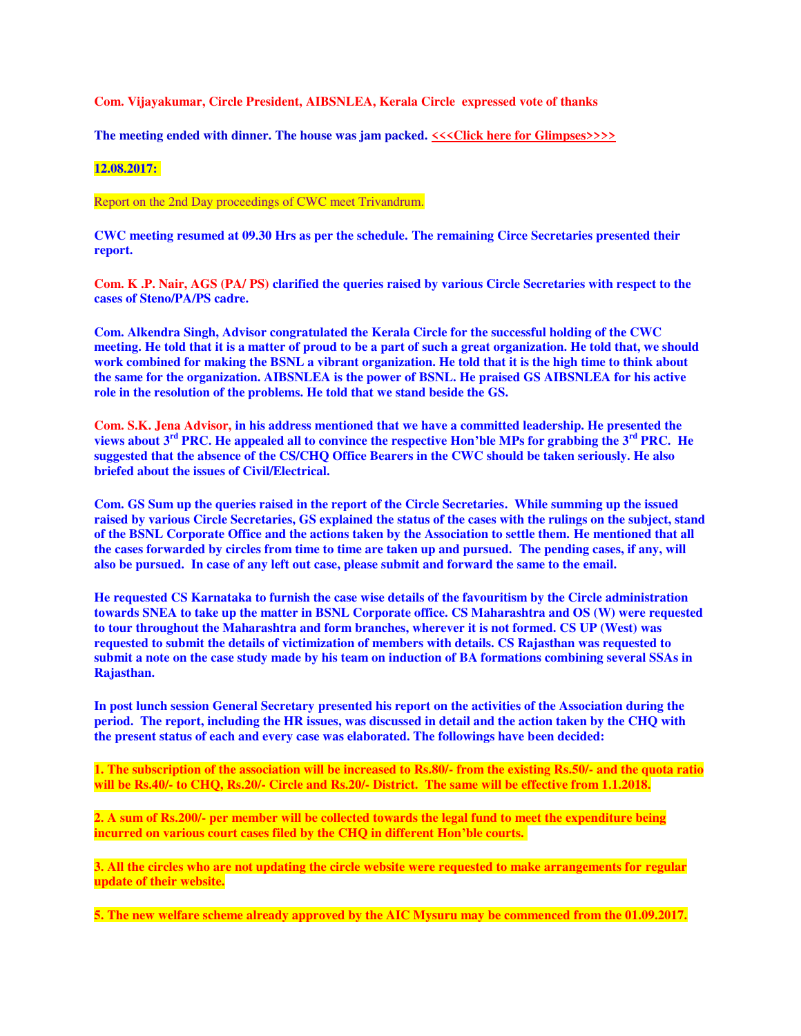**Com. Vijayakumar, Circle President, AIBSNLEA, Kerala Circle expressed vote of thanks**

**The meeting ended with dinner. The house was jam packed. <<<Click here for Glimpses>>>>**

**12.08.2017:**

Report on the 2nd Day proceedings of CWC meet Trivandrum.

**CWC meeting resumed at 09.30 Hrs as per the schedule. The remaining Circe Secretaries presented their report.**

**Com. K .P. Nair, AGS (PA/ PS) clarified the queries raised by various Circle Secretaries with respect to the cases of Steno/PA/PS cadre.**

**Com. Alkendra Singh, Advisor congratulated the Kerala Circle for the successful holding of the CWC meeting. He told that it is a matter of proud to be a part of such a great organization. He told that, we should work combined for making the BSNL a vibrant organization. He told that it is the high time to think about the same for the organization. AIBSNLEA is the power of BSNL. He praised GS AIBSNLEA for his active role in the resolution of the problems. He told that we stand beside the GS.**

**Com. S.K. Jena Advisor, in his address mentioned that we have a committed leadership. He presented the views about 3rd PRC. He appealed all to convince the respective Hon'ble MPs for grabbing the 3rd PRC. He suggested that the absence of the CS/CHQ Office Bearers in the CWC should be taken seriously. He also briefed about the issues of Civil/Electrical.**

**Com. GS Sum up the queries raised in the report of the Circle Secretaries. While summing up the issued raised by various Circle Secretaries, GS explained the status of the cases with the rulings on the subject, stand of the BSNL Corporate Office and the actions taken by the Association to settle them. He mentioned that all the cases forwarded by circles from time to time are taken up and pursued. The pending cases, if any, will also be pursued. In case of any left out case, please submit and forward the same to the email.**

**He requested CS Karnataka to furnish the case wise details of the favouritism by the Circle administration towards SNEA to take up the matter in BSNL Corporate office. CS Maharashtra and OS (W) were requested to tour throughout the Maharashtra and form branches, wherever it is not formed. CS UP (West) was requested to submit the details of victimization of members with details. CS Rajasthan was requested to submit a note on the case study made by his team on induction of BA formations combining several SSAs in Rajasthan.**

**In post lunch session General Secretary presented his report on the activities of the Association during the period. The report, including the HR issues, was discussed in detail and the action taken by the CHQ with the present status of each and every case was elaborated. The followings have been decided:**

**1. The subscription of the association will be increased to Rs.80/- from the existing Rs.50/- and the quota ratio will be Rs.40/- to CHQ, Rs.20/- Circle and Rs.20/- District. The same will be effective from 1.1.2018.**

**2. A sum of Rs.200/- per member will be collected towards the legal fund to meet the expenditure being incurred on various court cases filed by the CHQ in different Hon'ble courts.**

**3. All the circles who are not updating the circle website were requested to make arrangements for regular update of their website.**

**5. The new welfare scheme already approved by the AIC Mysuru may be commenced from the 01.09.2017.**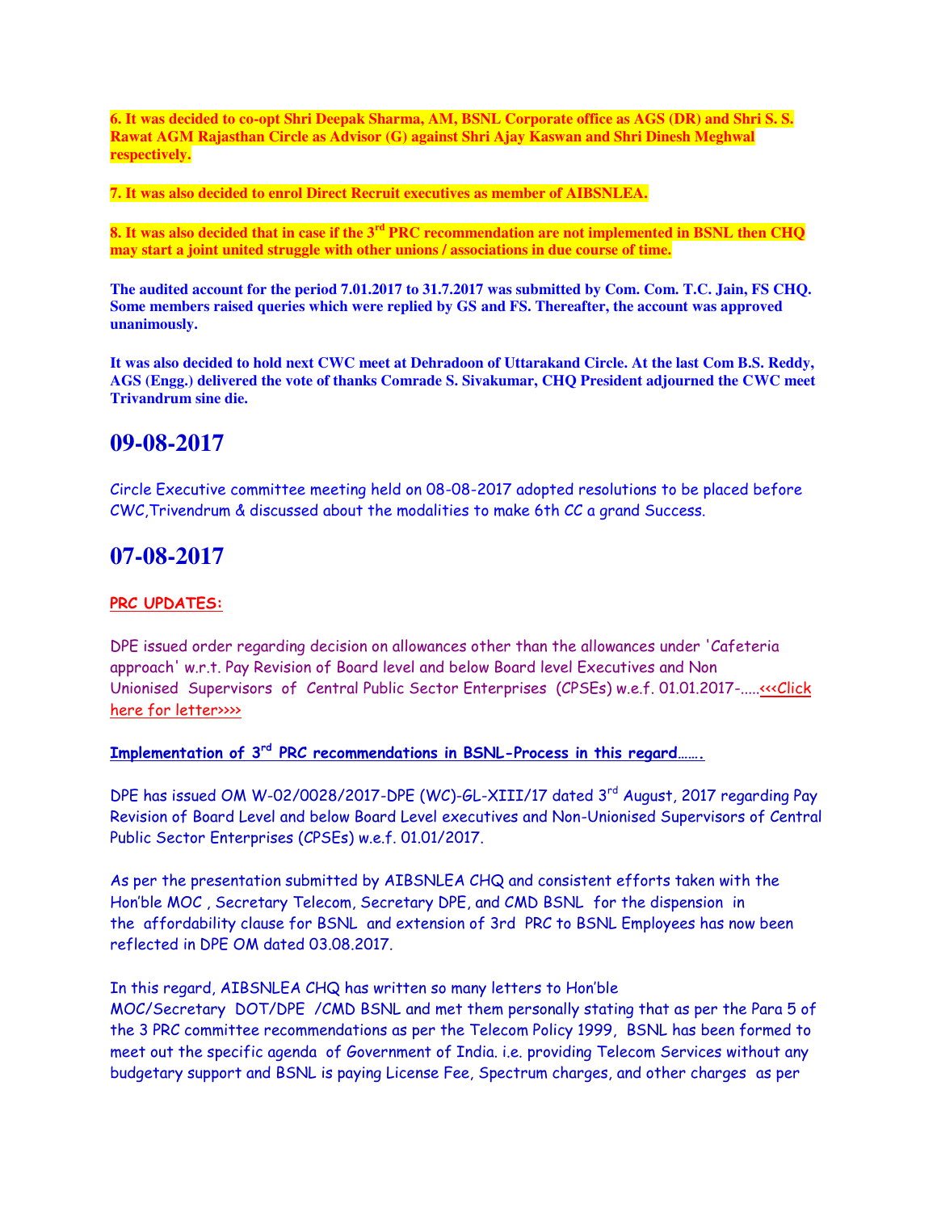**6. It was decided to co-opt Shri Deepak Sharma, AM, BSNL Corporate office as AGS (DR) and Shri S. S. Rawat AGM Rajasthan Circle as Advisor (G) against Shri Ajay Kaswan and Shri Dinesh Meghwal respectively.**

**7. It was also decided to enrol Direct Recruit executives as member of AIBSNLEA.**

**8. It was also decided that in case if the 3rd PRC recommendation are not implemented in BSNL then CHQ may start a joint united struggle with other unions / associations in due course of time.**

**The audited account for the period 7.01.2017 to 31.7.2017 was submitted by Com. Com. T.C. Jain, FS CHQ. Some members raised queries which were replied by GS and FS. Thereafter, the account was approved unanimously.**

**It was also decided to hold next CWC meet at Dehradoon of Uttarakand Circle. At the last Com B.S. Reddy, AGS (Engg.) delivered the vote of thanks Comrade S. Sivakumar, CHQ President adjourned the CWC meet Trivandrum sine die.**

## 09-08-2017

Circle Executive committee meeting held on 08-08-2017 adopted resolutions to be placed before CWC,Trivendrum & discussed about the modalities to make 6th CC a grand Success.

## 07-08-2017

**PRC UPDATES:**

DPE issued order regarding decision on allowances other than the allowances under 'Cafeteria approach' w.r.t. Pay Revision of Board level and below Board level Executives and Non Unionised Supervisors of Central Public Sector Enterprises (CPSEs) w.e.f. 01.01.2017-.....<<<Click here for letter>>>>

**Implementation of 3rd PRC recommendations in BSNL-Process in this regard…….**

DPE has issued OM W-02/0028/2017-DPE (WC)-GL-XIII/17 dated 3rd August, 2017 regarding Pay Revision of Board Level and below Board Level executives and Non-Unionised Supervisors of Central Public Sector Enterprises (CPSEs) w.e.f. 01.01/2017.

As per the presentation submitted by AIBSNLEA CHQ and consistent efforts taken with the Hon'ble MOC , Secretary Telecom, Secretary DPE, and CMD BSNL for the dispension in the affordability clause for BSNL and extension of 3rd PRC to BSNL Employees has now been reflected in DPE OM dated 03.08.2017.

In this regard, AIBSNLEA CHQ has written so many letters to Hon'ble MOC/Secretary DOT/DPE /CMD BSNL and met them personally stating that as per the Para 5 of the 3 PRC committee recommendations as per the Telecom Policy 1999, BSNL has been formed to meet out the specific agenda of Government of India. i.e. providing Telecom Services without any budgetary support and BSNL is paying License Fee, Spectrum charges, and other charges as per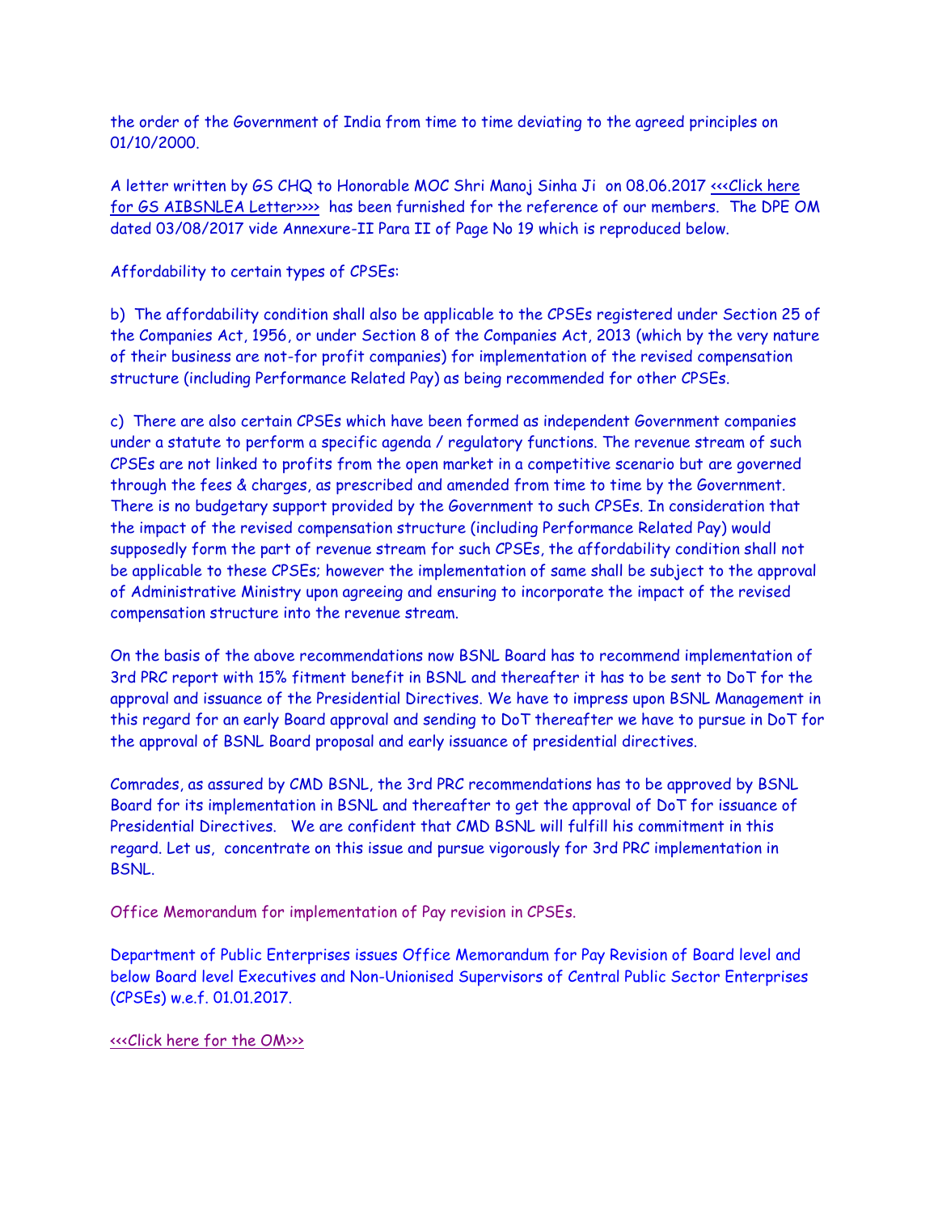the order of the Government of India from time to time deviating to the agreed principles on 01/10/2000.

A letter written by GS CHQ to Honorable MOC Shri Manoj Sinha Ji on 08.06.2017 <<<Click here for GS AIBSNLEA Letter>>>> has been furnished for the reference of our members. The DPE OM dated 03/08/2017 vide Annexure-II Para II of Page No 19 which is reproduced below.

Affordability to certain types of CPSEs:

b) The affordability condition shall also be applicable to the CPSEs registered under Section 25 of the Companies Act, 1956, or under Section 8 of the Companies Act, 2013 (which by the very nature of their business are not-for profit companies) for implementation of the revised compensation structure (including Performance Related Pay) as being recommended for other CPSEs.

c) There are also certain CPSEs which have been formed as independent Government companies under a statute to perform a specific agenda / regulatory functions. The revenue stream of such CPSEs are not linked to profits from the open market in a competitive scenario but are governed through the fees & charges, as prescribed and amended from time to time by the Government. There is no budgetary support provided by the Government to such CPSEs. In consideration that the impact of the revised compensation structure (including Performance Related Pay) would supposedly form the part of revenue stream for such CPSEs, the affordability condition shall not be applicable to these CPSEs; however the implementation of same shall be subject to the approval of Administrative Ministry upon agreeing and ensuring to incorporate the impact of the revised compensation structure into the revenue stream.

On the basis of the above recommendations now BSNL Board has to recommend implementation of 3rd PRC report with 15% fitment benefit in BSNL and thereafter it has to be sent to DoT for the approval and issuance of the Presidential Directives. We have to impress upon BSNL Management in this regard for an early Board approval and sending to DoT thereafter we have to pursue in DoT for the approval of BSNL Board proposal and early issuance of presidential directives.

Comrades, as assured by CMD BSNL, the 3rd PRC recommendations has to be approved by BSNL Board for its implementation in BSNL and thereafter to get the approval of DoT for issuance of Presidential Directives. We are confident that CMD BSNL will fulfill his commitment in this regard. Let us, concentrate on this issue and pursue vigorously for 3rd PRC implementation in BSNL.

Office Memorandum for implementation of Pay revision in CPSEs.

Department of Public Enterprises issues Office Memorandum for Pay Revision of Board level and below Board level Executives and Non-Unionised Supervisors of Central Public Sector Enterprises (CPSEs) w.e.f. 01.01.2017.

<<<Click here for the OM>>>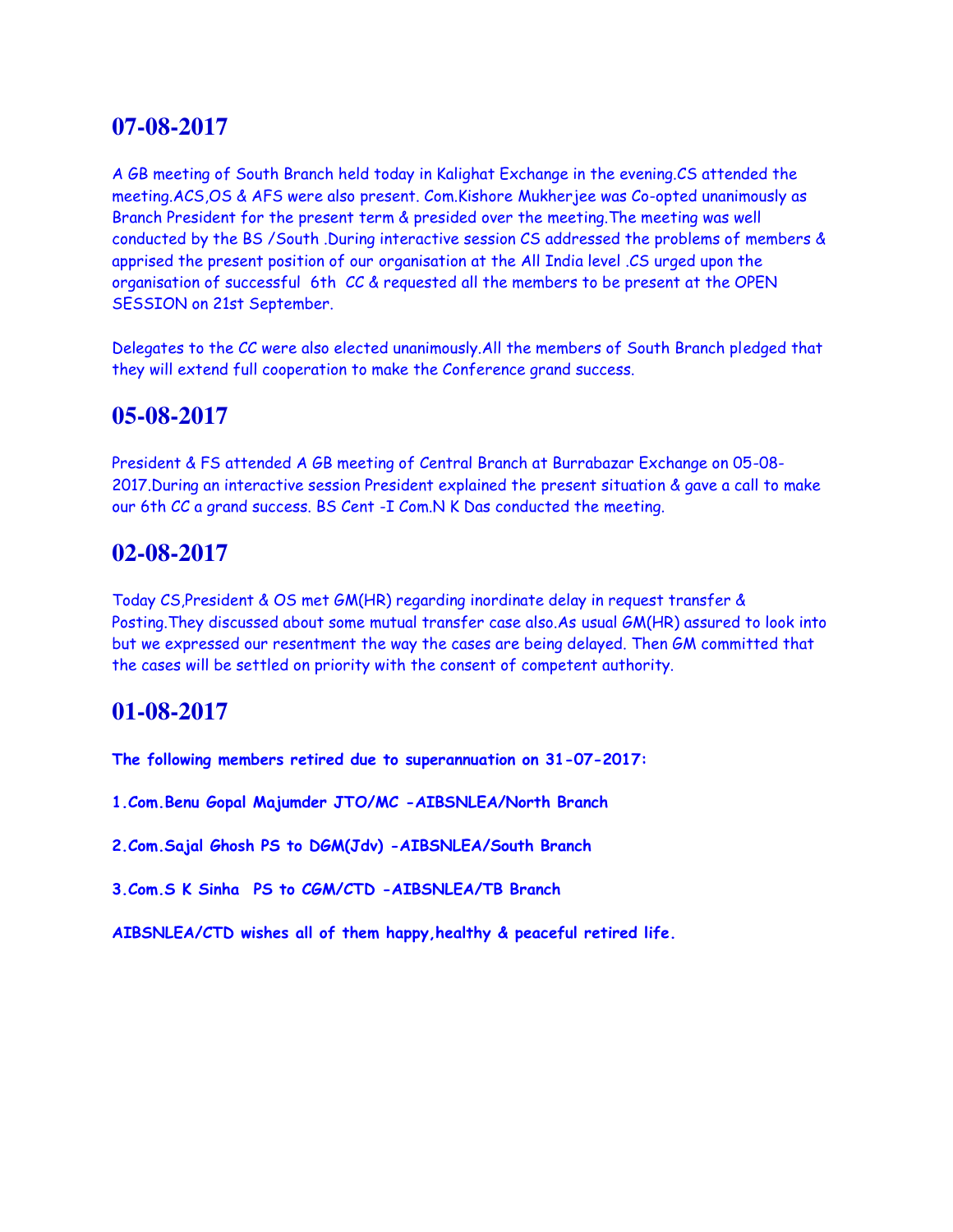## 07-08-2017

A GB meeting of South Branch held today in Kalighat Exchange in the evening.CS attended the meeting.ACS,OS & AFS were also present. Com.Kishore Mukherjee was Co-opted unanimously as Branch President for the present term & presided over the meeting.The meeting was well conducted by the BS /South .During interactive session CS addressed the problems of members & apprised the present position of our organisation at the All India level .CS urged upon the organisation of successful 6th CC & requested all the members to be present at the OPEN SESSION on 21st September.

Delegates to the CC were also elected unanimously.All the members of South Branch pledged that they will extend full cooperation to make the Conference grand success.

## 05-08-2017

President & FS attended A GB meeting of Central Branch at Burrabazar Exchange on 05-08-2017.During an interactive session President explained the present situation & gave a call to make our 6th CC a grand success. BS Cent -I Com.N K Das conducted the meeting.

## 02-08-2017

Today CS,President & OS met GM(HR) regarding inordinate delay in request transfer & Posting.They discussed about some mutual transfer case also.As usual GM(HR) assured to look into but we expressed our resentment the way the cases are being delayed. Then GM committed that the cases will be settled on priority with the consent of competent authority.

## 01-08-2017

**The following members retired due to superannuation on 31-07-2017:**

**1.Com.Benu Gopal Majumder JTO/MC -AIBSNLEA/North Branch**

**2.Com.Sajal Ghosh PS to DGM(Jdv) -AIBSNLEA/South Branch**

**3.Com.S K Sinha PS to CGM/CTD -AIBSNLEA/TB Branch**

**AIBSNLEA/CTD wishes all of them happy,healthy & peaceful retired life.**